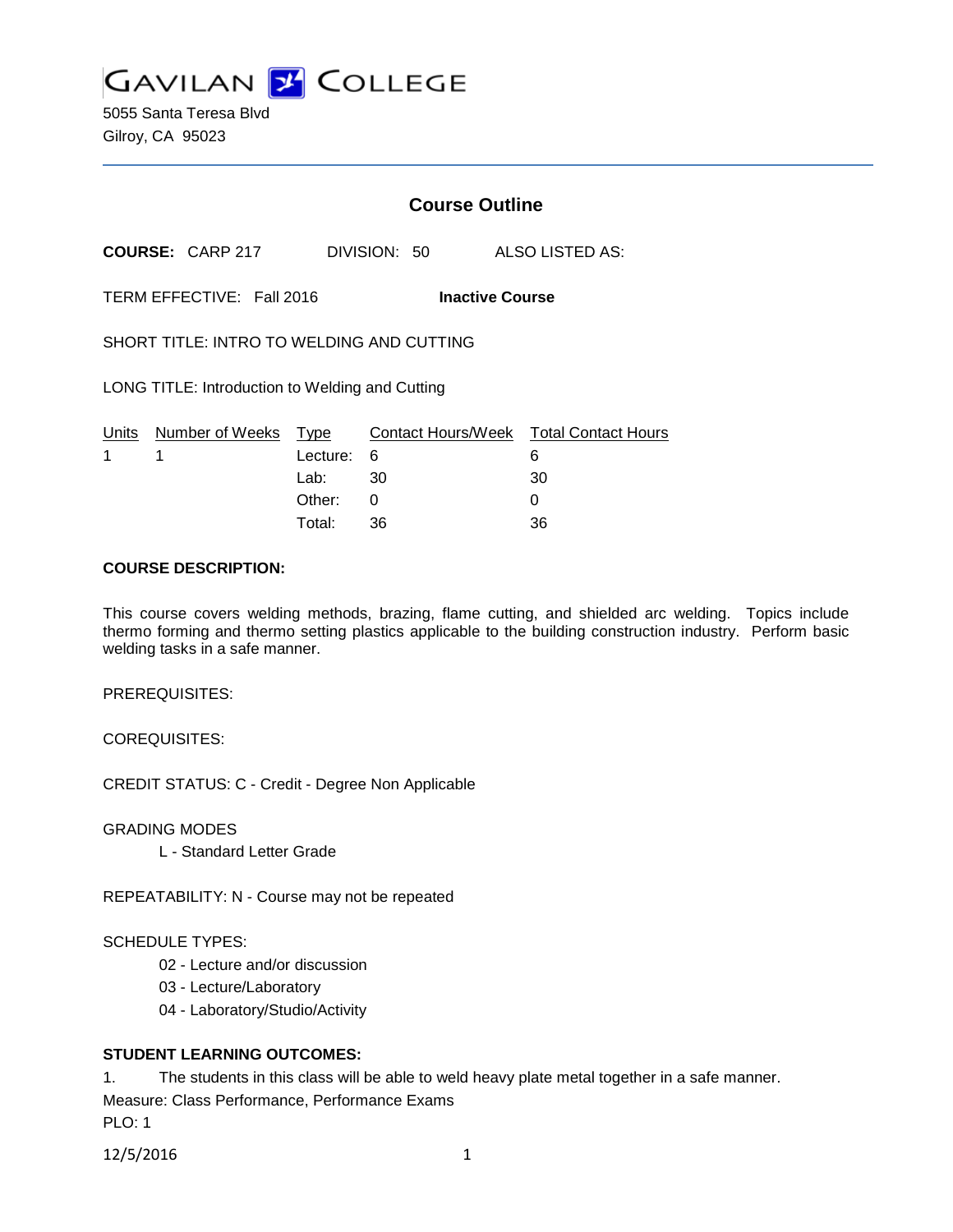# GAVILAN COLLEGE

5055 Santa Teresa Blvd
Gilroy, CA 95023

## Course Outline

**COURSE:** CARP 217 DIVISION: 50 ALSO LISTED AS:

TERM EFFECTIVE: Fall 2016 **Inactive Course**

SHORT TITLE: INTRO TO WELDING AND CUTTING

LONG TITLE: Introduction to Welding and Cutting

| Units | Number of Weeks | Type | Contact Hours/Week | Total Contact Hours |
|---|---|---|---|---|
| 1 | 1 | Lecture: | 6 | 6 |
| | | Lab: | 30 | 30 |
| | | Other: | 0 | 0 |
| | | Total: | 36 | 36 |

**COURSE DESCRIPTION:**

This course covers welding methods, brazing, flame cutting, and shielded arc welding. Topics include thermo forming and thermo setting plastics applicable to the building construction industry. Perform basic welding tasks in a safe manner.

PREREQUISITES:

COREQUISITES:

CREDIT STATUS: C - Credit - Degree Non Applicable

GRADING MODES

L - Standard Letter Grade

REPEATABILITY: N - Course may not be repeated

SCHEDULE TYPES:

02 - Lecture and/or discussion
03 - Lecture/Laboratory
04 - Laboratory/Studio/Activity

**STUDENT LEARNING OUTCOMES:**

1. The students in this class will be able to weld heavy plate metal together in a safe manner.
Measure: Class Performance, Performance Exams
PLO: 1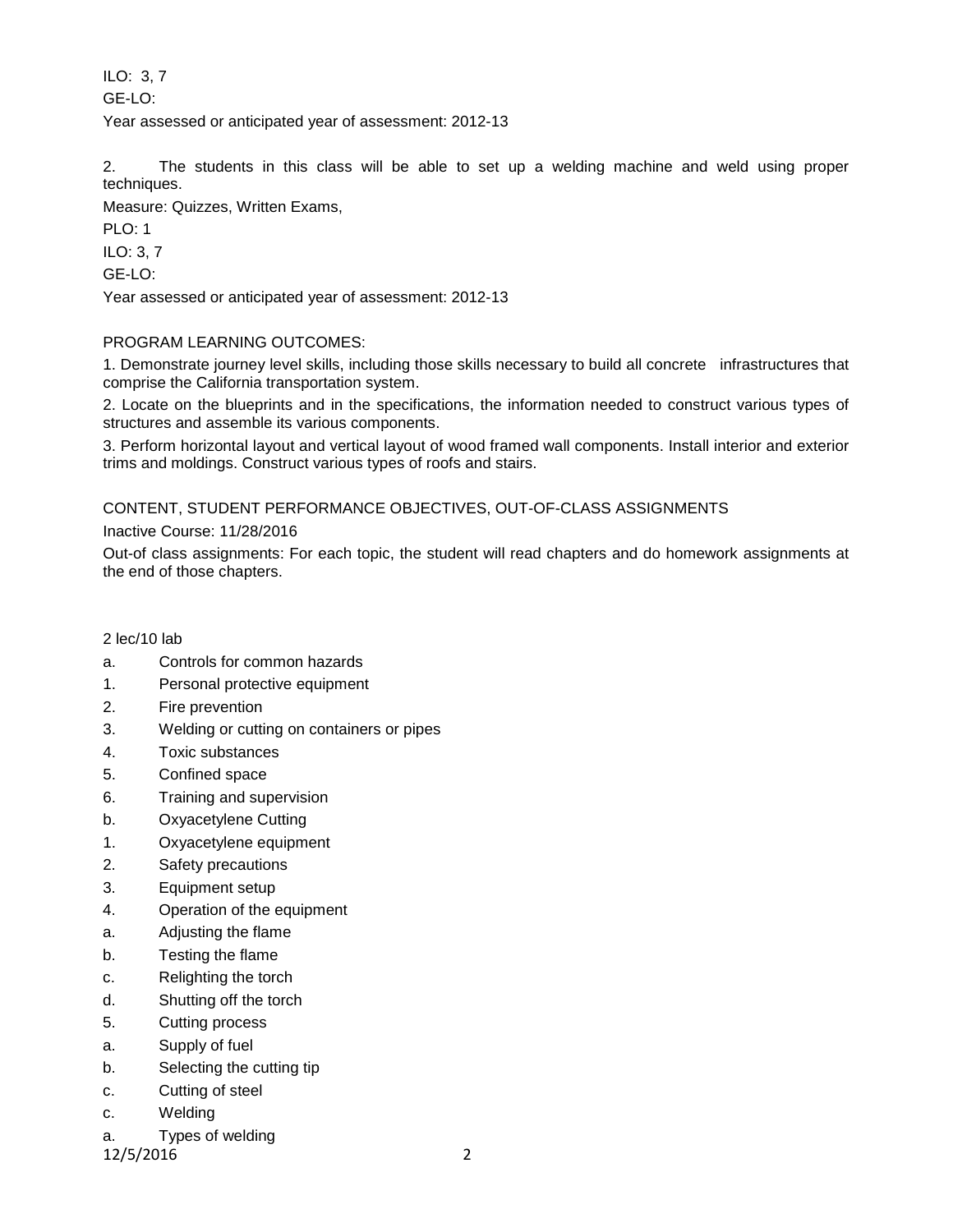ILO: 3, 7

GE-LO:

Year assessed or anticipated year of assessment: 2012-13

2. The students in this class will be able to set up a welding machine and weld using proper techniques.

Measure: Quizzes, Written Exams,

PLO: 1

ILO: 3, 7

GE-LO:

Year assessed or anticipated year of assessment: 2012-13

PROGRAM LEARNING OUTCOMES:

1. Demonstrate journey level skills, including those skills necessary to build all concrete infrastructures that comprise the California transportation system.

2. Locate on the blueprints and in the specifications, the information needed to construct various types of structures and assemble its various components.

3. Perform horizontal layout and vertical layout of wood framed wall components. Install interior and exterior trims and moldings. Construct various types of roofs and stairs.

CONTENT, STUDENT PERFORMANCE OBJECTIVES, OUT-OF-CLASS ASSIGNMENTS

Inactive Course: 11/28/2016

Out-of class assignments: For each topic, the student will read chapters and do homework assignments at the end of those chapters.

2 lec/10 lab

a. Controls for common hazards

1. Personal protective equipment

2. Fire prevention

3. Welding or cutting on containers or pipes

4. Toxic substances

5. Confined space

6. Training and supervision

b. Oxyacetylene Cutting

1. Oxyacetylene equipment

2. Safety precautions

3. Equipment setup

4. Operation of the equipment

a. Adjusting the flame

b. Testing the flame

c. Relighting the torch

d. Shutting off the torch

5. Cutting process

a. Supply of fuel

b. Selecting the cutting tip

c. Cutting of steel

c. Welding

a. Types of welding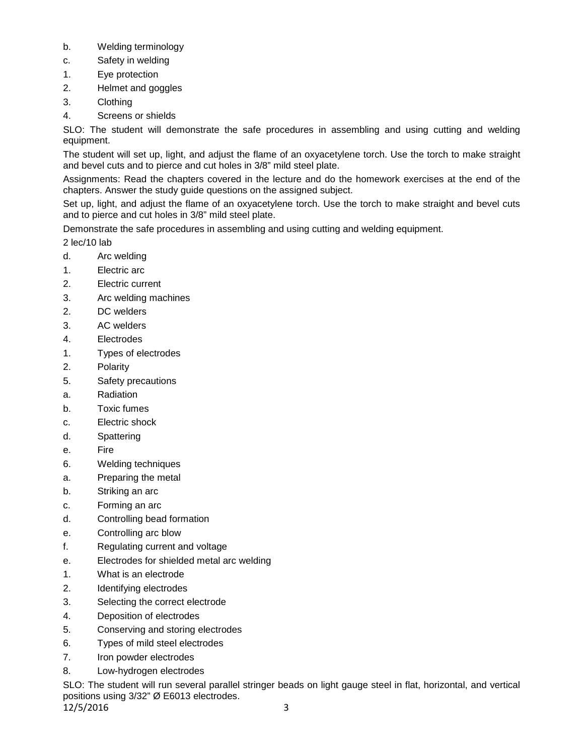b. Welding terminology

c. Safety in welding

1. Eye protection

2. Helmet and goggles

3. Clothing

4. Screens or shields

SLO: The student will demonstrate the safe procedures in assembling and using cutting and welding equipment.

The student will set up, light, and adjust the flame of an oxyacetylene torch. Use the torch to make straight and bevel cuts and to pierce and cut holes in 3/8" mild steel plate.

Assignments: Read the chapters covered in the lecture and do the homework exercises at the end of the chapters. Answer the study guide questions on the assigned subject.

Set up, light, and adjust the flame of an oxyacetylene torch. Use the torch to make straight and bevel cuts and to pierce and cut holes in 3/8" mild steel plate.

Demonstrate the safe procedures in assembling and using cutting and welding equipment.

2 lec/10 lab

d. Arc welding

1. Electric arc

2. Electric current

3. Arc welding machines

2. DC welders

3. AC welders

4. Electrodes

1. Types of electrodes

2. Polarity

5. Safety precautions

a. Radiation

b. Toxic fumes

c. Electric shock

d. Spattering

e. Fire

6. Welding techniques

a. Preparing the metal

b. Striking an arc

c. Forming an arc

d. Controlling bead formation

e. Controlling arc blow

f. Regulating current and voltage

e. Electrodes for shielded metal arc welding

1. What is an electrode

2. Identifying electrodes

3. Selecting the correct electrode

4. Deposition of electrodes

5. Conserving and storing electrodes

6. Types of mild steel electrodes

7. Iron powder electrodes

8. Low-hydrogen electrodes

SLO: The student will run several parallel stringer beads on light gauge steel in flat, horizontal, and vertical positions using 3/32" Ø E6013 electrodes.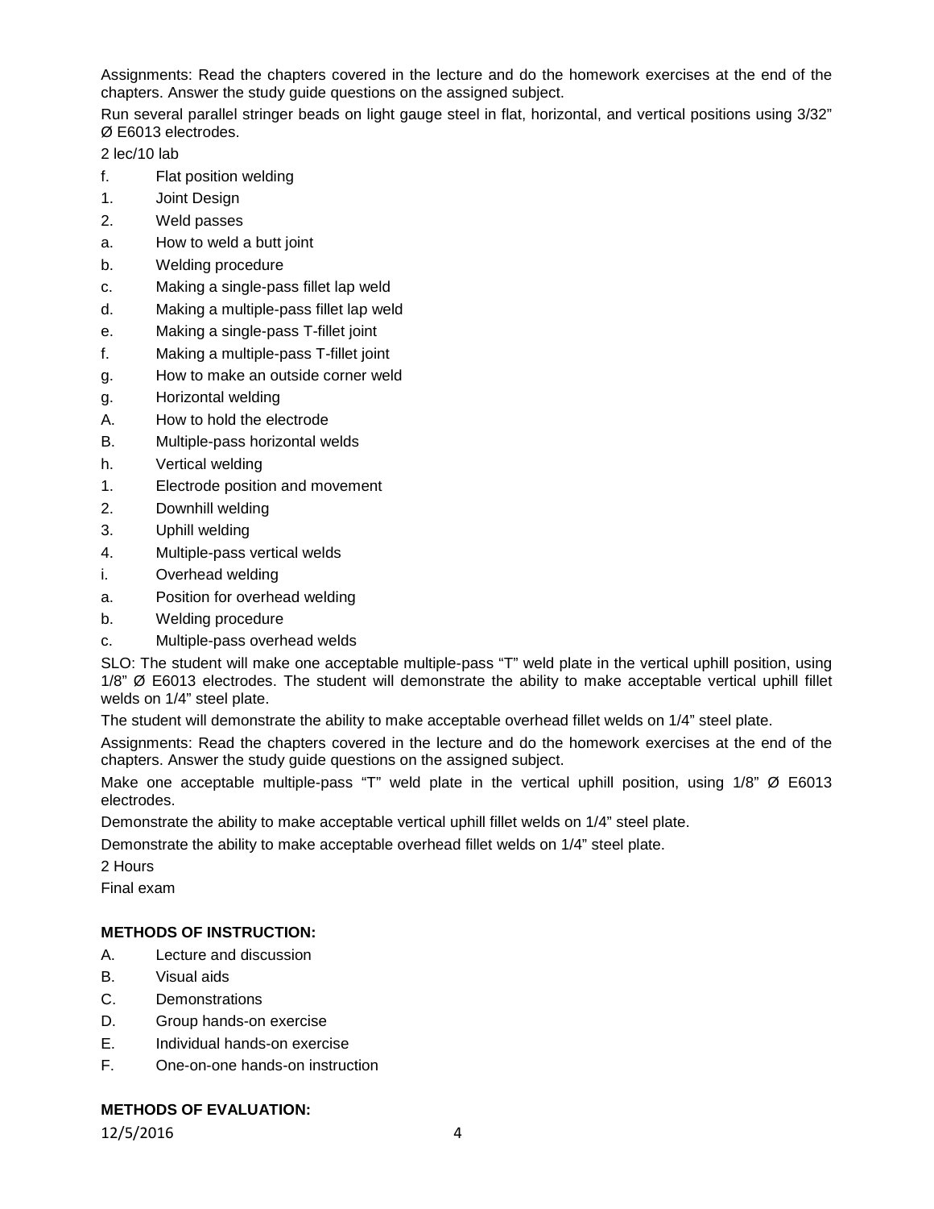Assignments: Read the chapters covered in the lecture and do the homework exercises at the end of the chapters. Answer the study guide questions on the assigned subject.

Run several parallel stringer beads on light gauge steel in flat, horizontal, and vertical positions using 3/32" Ø E6013 electrodes.

2 lec/10 lab

f. Flat position welding

1. Joint Design
2. Weld passes

a. How to weld a butt joint
b. Welding procedure
c. Making a single-pass fillet lap weld
d. Making a multiple-pass fillet lap weld
e. Making a single-pass T-fillet joint
f. Making a multiple-pass T-fillet joint
g. How to make an outside corner weld

g. Horizontal welding

A. How to hold the electrode
B. Multiple-pass horizontal welds

h. Vertical welding

1. Electrode position and movement
2. Downhill welding
3. Uphill welding
4. Multiple-pass vertical welds

i. Overhead welding

a. Position for overhead welding
b. Welding procedure
c. Multiple-pass overhead welds

SLO: The student will make one acceptable multiple-pass "T" weld plate in the vertical uphill position, using 1/8" Ø E6013 electrodes. The student will demonstrate the ability to make acceptable vertical uphill fillet welds on 1/4" steel plate.

The student will demonstrate the ability to make acceptable overhead fillet welds on 1/4" steel plate.

Assignments: Read the chapters covered in the lecture and do the homework exercises at the end of the chapters. Answer the study guide questions on the assigned subject.

Make one acceptable multiple-pass "T" weld plate in the vertical uphill position, using 1/8" Ø E6013 electrodes.

Demonstrate the ability to make acceptable vertical uphill fillet welds on 1/4" steel plate.

Demonstrate the ability to make acceptable overhead fillet welds on 1/4" steel plate.

2 Hours

Final exam

**METHODS OF INSTRUCTION:**

A. Lecture and discussion
B. Visual aids
C. Demonstrations
D. Group hands-on exercise
E. Individual hands-on exercise
F. One-on-one hands-on instruction

**METHODS OF EVALUATION:**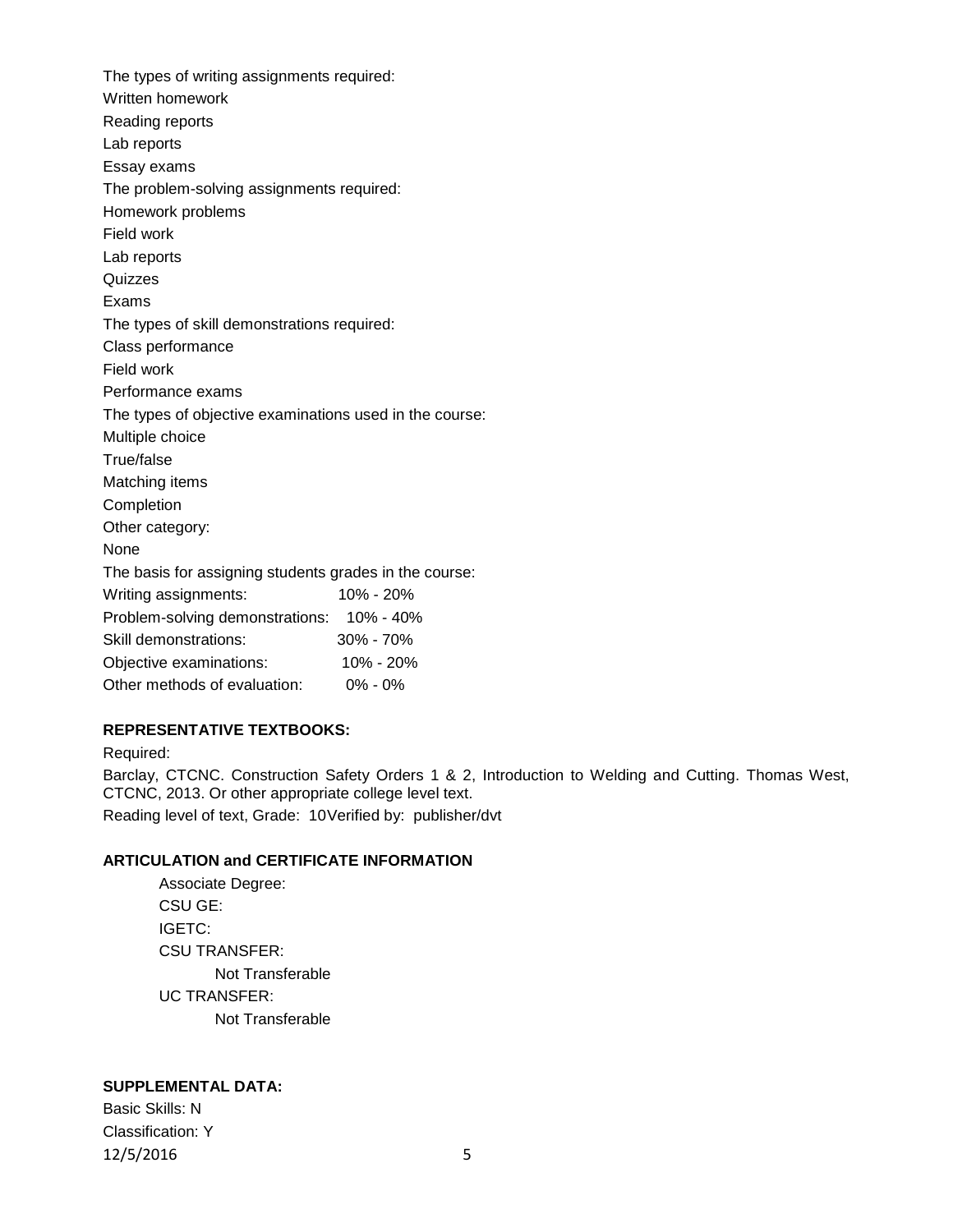The types of writing assignments required:
Written homework
Reading reports
Lab reports
Essay exams
The problem-solving assignments required:
Homework problems
Field work
Lab reports
Quizzes
Exams
The types of skill demonstrations required:
Class performance
Field work
Performance exams
The types of objective examinations used in the course:
Multiple choice
True/false
Matching items
Completion
Other category:
None
The basis for assigning students grades in the course:

| | |
|---|---|
| Writing assignments: | 10% - 20% |
| Problem-solving demonstrations: | 10% - 40% |
| Skill demonstrations: | 30% - 70% |
| Objective examinations: | 10% - 20% |
| Other methods of evaluation: | 0% - 0% |

**REPRESENTATIVE TEXTBOOKS:**

Required:

Barclay, CTCNC. Construction Safety Orders 1 & 2, Introduction to Welding and Cutting. Thomas West, CTCNC, 2013. Or other appropriate college level text.

Reading level of text, Grade: 10Verified by: publisher/dvt

**ARTICULATION and CERTIFICATE INFORMATION**

Associate Degree:
CSU GE:
IGETC:
CSU TRANSFER:
Not Transferable
UC TRANSFER:
Not Transferable

**SUPPLEMENTAL DATA:**

Basic Skills: N
Classification: Y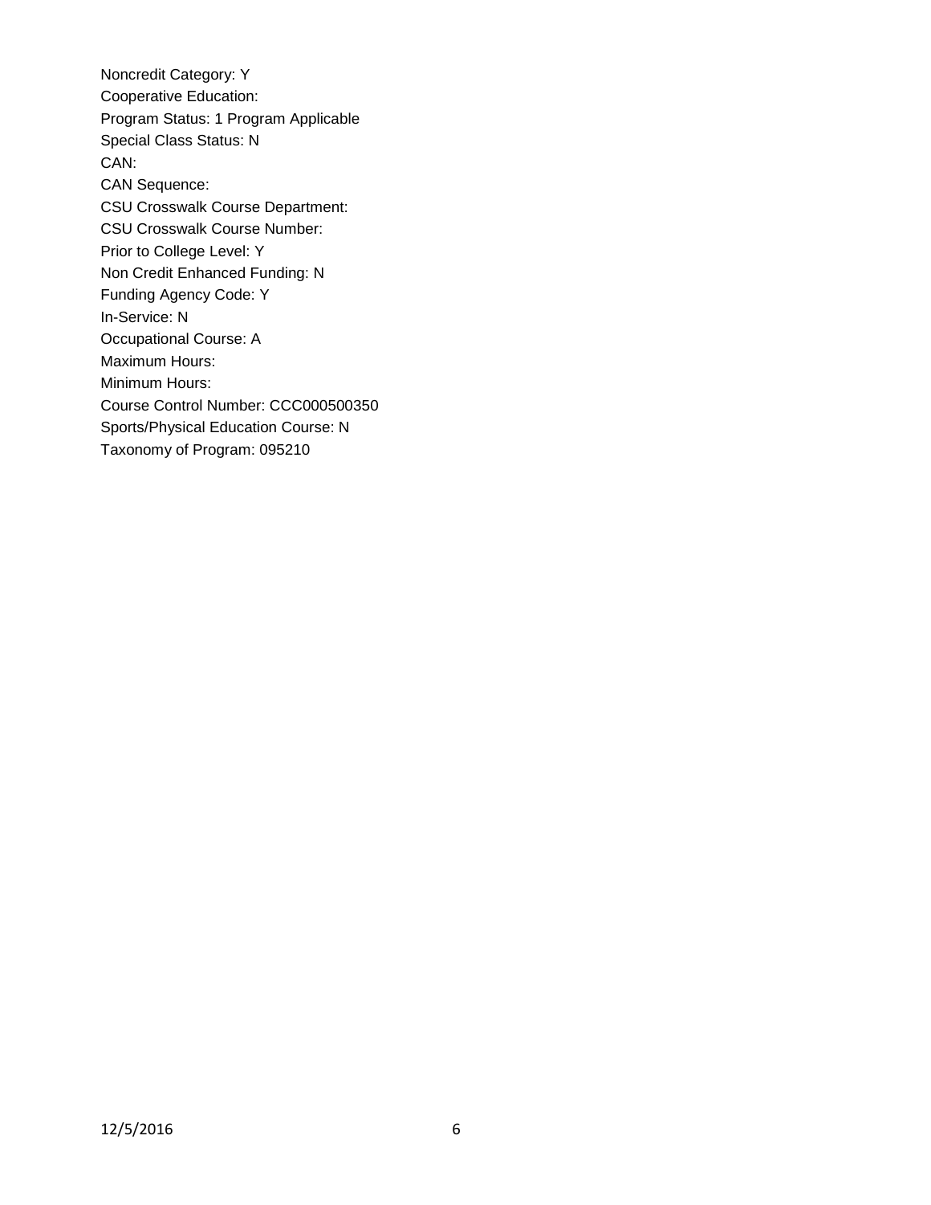Noncredit Category: Y
Cooperative Education:
Program Status: 1 Program Applicable
Special Class Status: N
CAN:
CAN Sequence:
CSU Crosswalk Course Department:
CSU Crosswalk Course Number:
Prior to College Level: Y
Non Credit Enhanced Funding: N
Funding Agency Code: Y
In-Service: N
Occupational Course: A
Maximum Hours:
Minimum Hours:
Course Control Number: CCC000500350
Sports/Physical Education Course: N
Taxonomy of Program: 095210